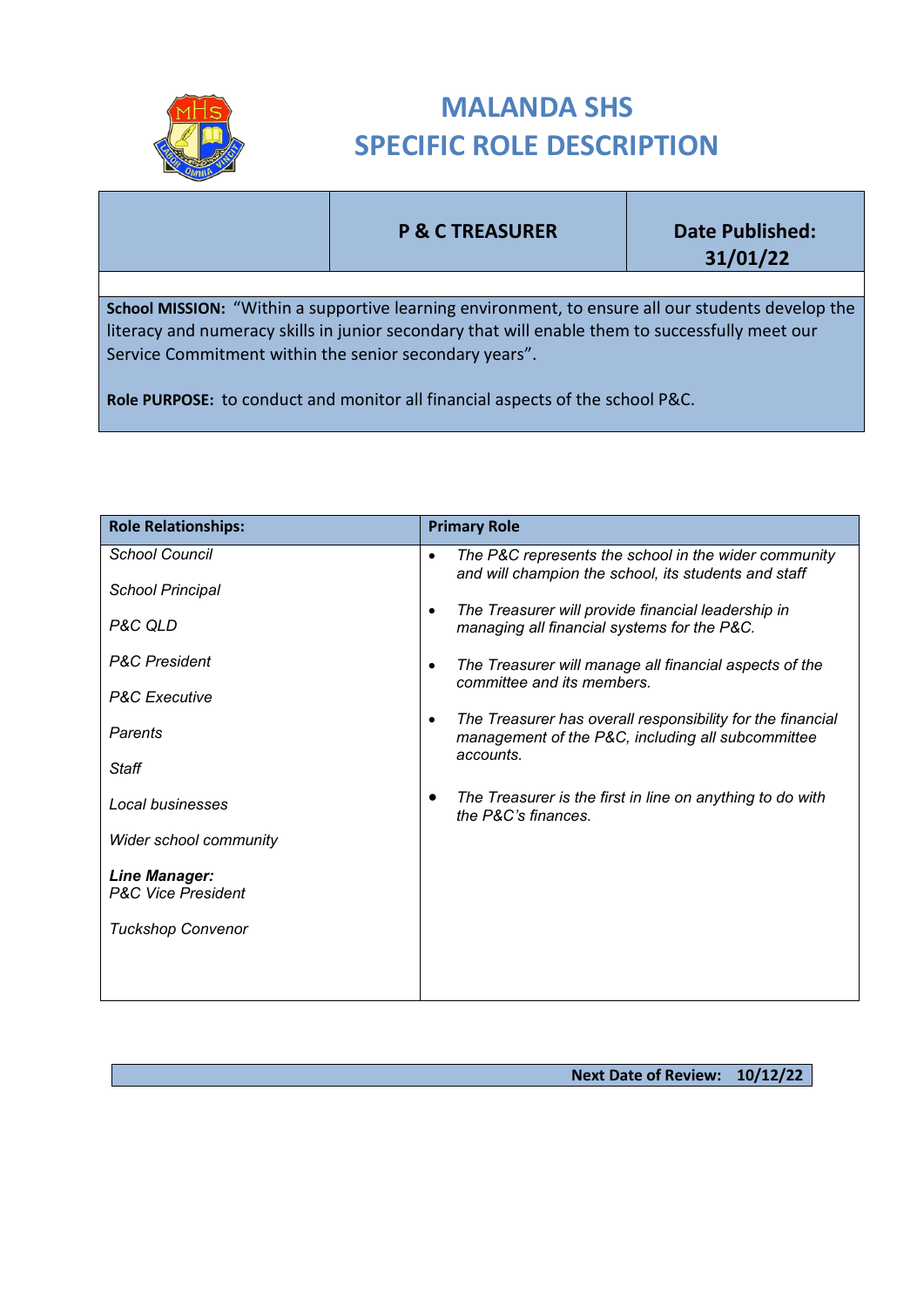# MALANDA SHS
# SPECIFIC ROLE DESCRIPTION

| | P & C TREASURER | Date Published: 31/01/22 |
|---|---|---|

**School MISSION:** "Within a supportive learning environment, to ensure all our students develop the literacy and numeracy skills in junior secondary that will enable them to successfully meet our Service Commitment within the senior secondary years".

**Role PURPOSE:** to conduct and monitor all financial aspects of the school P&C.

| Role Relationships: | Primary Role |
|---|---|
| *School Council*<br><br>*School Principal*<br><br>*P&C QLD*<br><br>*P&C President*<br><br>*P&C Executive*<br><br>*Parents*<br><br>*Staff*<br><br>*Local businesses*<br><br>*Wider school community*<br><br>***Line Manager:***<br>*P&C Vice President*<br><br>*Tuckshop Convenor* | • *The P&C represents the school in the wider community and will champion the school, its students and staff*<br><br>• *The Treasurer will provide financial leadership in managing all financial systems for the P&C.*<br><br>• *The Treasurer will manage all financial aspects of the committee and its members.*<br><br>• *The Treasurer has overall responsibility for the financial management of the P&C, including all subcommittee accounts.*<br><br>• *The Treasurer is the first in line on anything to do with the P&C's finances.* |

**Next Date of Review: 10/12/22**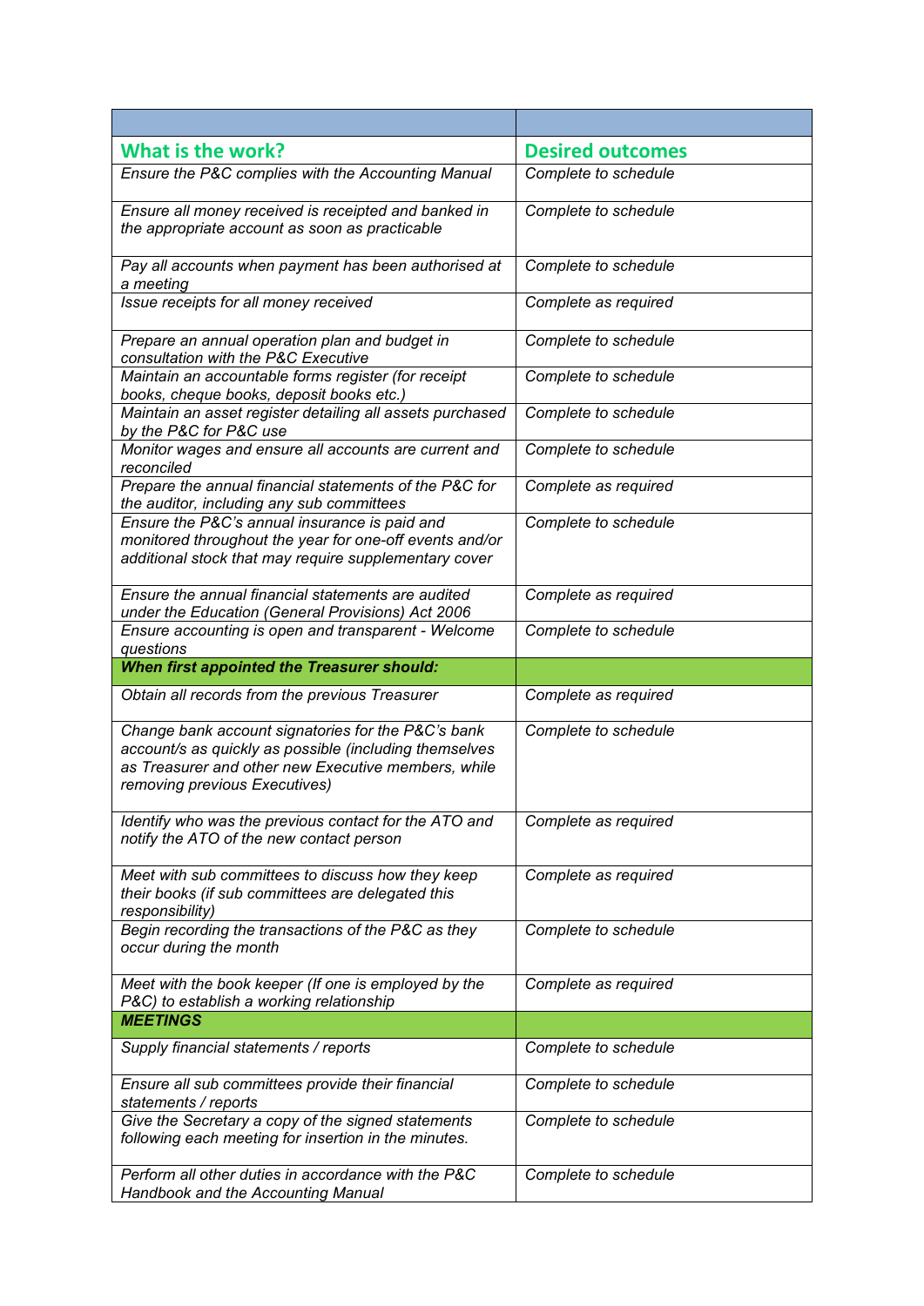| | |
|---|---|
| **What is the work?** | **Desired outcomes** |
| *Ensure the P&C complies with the Accounting Manual* | *Complete to schedule* |
| *Ensure all money received is receipted and banked in the appropriate account as soon as practicable* | *Complete to schedule* |
| *Pay all accounts when payment has been authorised at a meeting* | *Complete to schedule* |
| *Issue receipts for all money received* | *Complete as required* |
| *Prepare an annual operation plan and budget in consultation with the P&C Executive* | *Complete to schedule* |
| *Maintain an accountable forms register (for receipt books, cheque books, deposit books etc.)* | *Complete to schedule* |
| *Maintain an asset register detailing all assets purchased by the P&C for P&C use* | *Complete to schedule* |
| *Monitor wages and ensure all accounts are current and reconciled* | *Complete to schedule* |
| *Prepare the annual financial statements of the P&C for the auditor, including any sub committees* | *Complete as required* |
| *Ensure the P&C's annual insurance is paid and monitored throughout the year for one-off events and/or additional stock that may require supplementary cover* | *Complete to schedule* |
| *Ensure the annual financial statements are audited under the Education (General Provisions) Act 2006* | *Complete as required* |
| *Ensure accounting is open and transparent - Welcome questions* | *Complete to schedule* |
| ***When first appointed the Treasurer should:*** | |
| *Obtain all records from the previous Treasurer* | *Complete as required* |
| *Change bank account signatories for the P&C's bank account/s as quickly as possible (including themselves as Treasurer and other new Executive members, while removing previous Executives)* | *Complete to schedule* |
| *Identify who was the previous contact for the ATO and notify the ATO of the new contact person* | *Complete as required* |
| *Meet with sub committees to discuss how they keep their books (if sub committees are delegated this responsibility)* | *Complete as required* |
| *Begin recording the transactions of the P&C as they occur during the month* | *Complete to schedule* |
| *Meet with the book keeper (If one is employed by the P&C) to establish a working relationship* | *Complete as required* |
| ***MEETINGS*** | |
| *Supply financial statements / reports* | *Complete to schedule* |
| *Ensure all sub committees provide their financial statements / reports* | *Complete to schedule* |
| *Give the Secretary a copy of the signed statements following each meeting for insertion in the minutes.* | *Complete to schedule* |
| *Perform all other duties in accordance with the P&C Handbook and the Accounting Manual* | *Complete to schedule* |